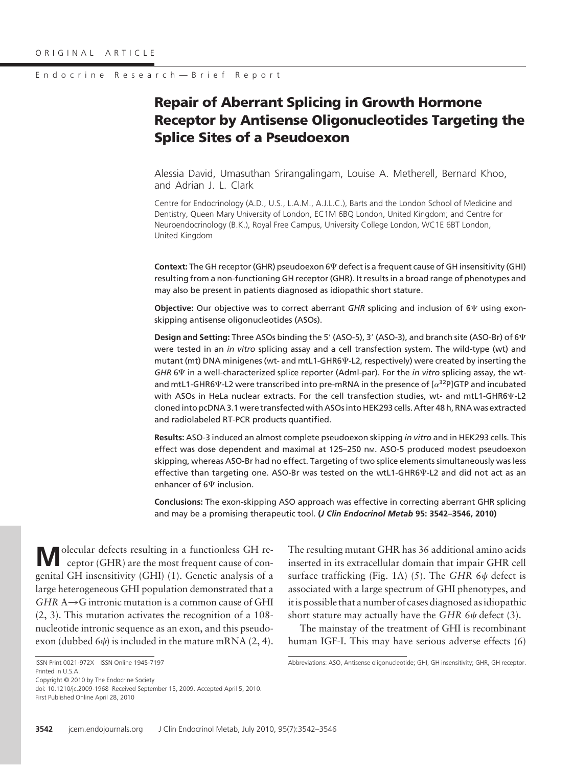ORIGINAL ARTICLE

Endocrine Research—Brief Report

# Repair of Aberrant Splicing in Growth Hormone Receptor by Antisense Oligonucleotides Targeting the Splice Sites of a Pseudoexon

Alessia David, Umasuthan Srirangalingam, Louise A. Metherell, Bernard Khoo, and Adrian J. L. Clark

Centre for Endocrinology (A.D., U.S., L.A.M., A.J.L.C.), Barts and the London School of Medicine and Dentistry, Queen Mary University of London, EC1M 6BQ London, United Kingdom; and Centre for Neuroendocrinology (B.K.), Royal Free Campus, University College London, WC1E 6BT London, United Kingdom

**Context:** The GH receptor (GHR) pseudoexon 6Ψ defect is a frequent cause of GH insensitivity (GHI) resulting from a non-functioning GH receptor (GHR). It results in a broad range of phenotypes and may also be present in patients diagnosed as idiopathic short stature.

**Objective:** Our objective was to correct aberrant *GHR* splicing and inclusion of 6Ψ using exon-skipping antisense oligonucleotides (ASOs).

**Design and Setting:** Three ASOs binding the 5′ (ASO-5), 3′ (ASO-3), and branch site (ASO-Br) of 6Ψ were tested in an *in vitro* splicing assay and a cell transfection system. The wild-type (wt) and mutant (mt) DNA minigenes (wt- and mtL1-GHR6Ψ-L2, respectively) were created by inserting the *GHR* 6Ψ in a well-characterized splice reporter (Adml-par). For the *in vitro* splicing assay, the wt- and mtL1-GHR6Ψ-L2 were transcribed into pre-mRNA in the presence of [$\alpha^{32}$P]GTP and incubated with ASOs in HeLa nuclear extracts. For the cell transfection studies, wt- and mtL1-GHR6Ψ-L2 cloned into pcDNA 3.1 were transfected with ASOs into HEK293 cells. After 48 h, RNA was extracted and radiolabeled RT-PCR products quantified.

**Results:** ASO-3 induced an almost complete pseudoexon skipping *in vitro* and in HEK293 cells. This effect was dose dependent and maximal at 125–250 nM. ASO-5 produced modest pseudoexon skipping, whereas ASO-Br had no effect. Targeting of two splice elements simultaneously was less effective than targeting one. ASO-Br was tested on the wtL1-GHR6Ψ-L2 and did not act as an enhancer of 6Ψ inclusion.

**Conclusions:** The exon-skipping ASO approach was effective in correcting aberrant GHR splicing and may be a promising therapeutic tool. ***(J Clin Endocrinol Metab* 95: 3542–3546, 2010)**

Molecular defects resulting in a functionless GH receptor (GHR) are the most frequent cause of congenital GH insensitivity (GHI) (1). Genetic analysis of a large heterogeneous GHI population demonstrated that a *GHR* A→G intronic mutation is a common cause of GHI (2, 3). This mutation activates the recognition of a 108-nucleotide intronic sequence as an exon, and this pseudoexon (dubbed 6ψ) is included in the mature mRNA (2, 4). The resulting mutant GHR has 36 additional amino acids inserted in its extracellular domain that impair GHR cell surface trafficking (Fig. 1A) (5). The *GHR* 6ψ defect is associated with a large spectrum of GHI phenotypes, and it is possible that a number of cases diagnosed as idiopathic short stature may actually have the *GHR* 6ψ defect (3).

The mainstay of the treatment of GHI is recombinant human IGF-I. This may have serious adverse effects (6)

ISSN Print 0021-972X ISSN Online 1945-7197
Printed in U.S.A.
Copyright © 2010 by The Endocrine Society
doi: 10.1210/jc.2009-1968 Received September 15, 2009. Accepted April 5, 2010.
First Published Online April 28, 2010

Abbreviations: ASO, Antisense oligonucleotide; GHI, GH insensitivity; GHR, GH receptor.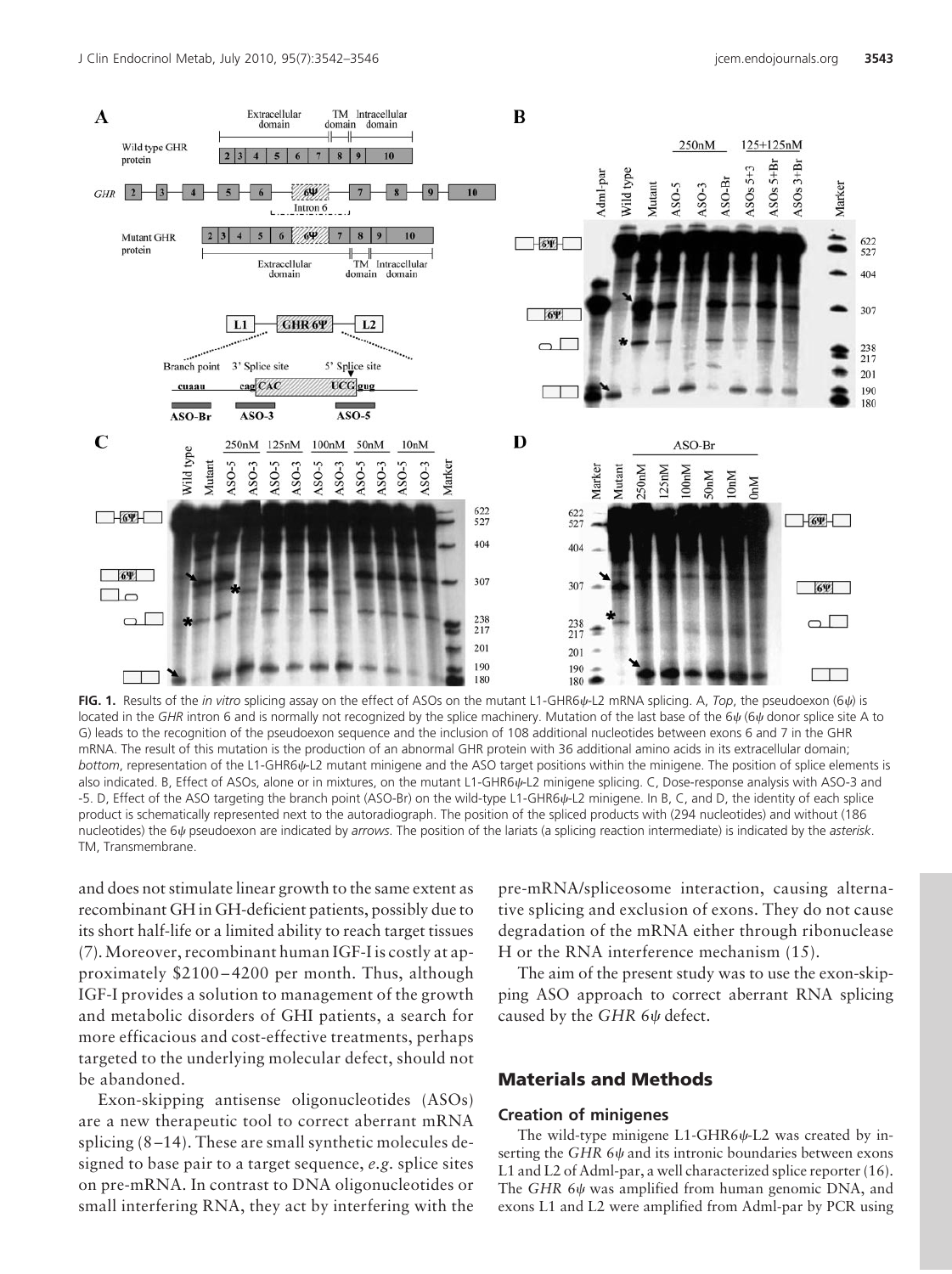**FIG. 1.** Results of the *in vitro* splicing assay on the effect of ASOs on the mutant L1-GHR6ψ-L2 mRNA splicing. A, *Top*, the pseudoexon (6ψ) is located in the *GHR* intron 6 and is normally not recognized by the splice machinery. Mutation of the last base of the 6ψ (6ψ donor splice site A to G) leads to the recognition of the pseudoexon sequence and the inclusion of 108 additional nucleotides between exons 6 and 7 in the GHR mRNA. The result of this mutation is the production of an abnormal GHR protein with 36 additional amino acids in its extracellular domain; *bottom*, representation of the L1-GHR6ψ-L2 mutant minigene and the ASO target positions within the minigene. The position of splice elements is also indicated. B, Effect of ASOs, alone or in mixtures, on the mutant L1-GHR6ψ-L2 minigene splicing. C, Dose-response analysis with ASO-3 and -5. D, Effect of the ASO targeting the branch point (ASO-Br) on the wild-type L1-GHR6ψ-L2 minigene. In B, C, and D, the identity of each splice product is schematically represented next to the autoradiograph. The position of the spliced products with (294 nucleotides) and without (186 nucleotides) the 6ψ pseudoexon are indicated by *arrows*. The position of the lariats (a splicing reaction intermediate) is indicated by the *asterisk*. TM, Transmembrane.

and does not stimulate linear growth to the same extent as recombinant GH in GH-deficient patients, possibly due to its short half-life or a limited ability to reach target tissues (7). Moreover, recombinant human IGF-I is costly at approximately $2100–4200 per month. Thus, although IGF-I provides a solution to management of the growth and metabolic disorders of GHI patients, a search for more efficacious and cost-effective treatments, perhaps targeted to the underlying molecular defect, should not be abandoned.

Exon-skipping antisense oligonucleotides (ASOs) are a new therapeutic tool to correct aberrant mRNA splicing (8–14). These are small synthetic molecules designed to base pair to a target sequence, *e.g.* splice sites on pre-mRNA. In contrast to DNA oligonucleotides or small interfering RNA, they act by interfering with the pre-mRNA/spliceosome interaction, causing alternative splicing and exclusion of exons. They do not cause degradation of the mRNA either through ribonuclease H or the RNA interference mechanism (15).

The aim of the present study was to use the exon-skipping ASO approach to correct aberrant RNA splicing caused by the *GHR 6ψ* defect.

## Materials and Methods

### Creation of minigenes

The wild-type minigene L1-GHR6ψ-L2 was created by inserting the *GHR 6ψ* and its intronic boundaries between exons L1 and L2 of Adml-par, a well characterized splice reporter (16). The *GHR 6ψ* was amplified from human genomic DNA, and exons L1 and L2 were amplified from Adml-par by PCR using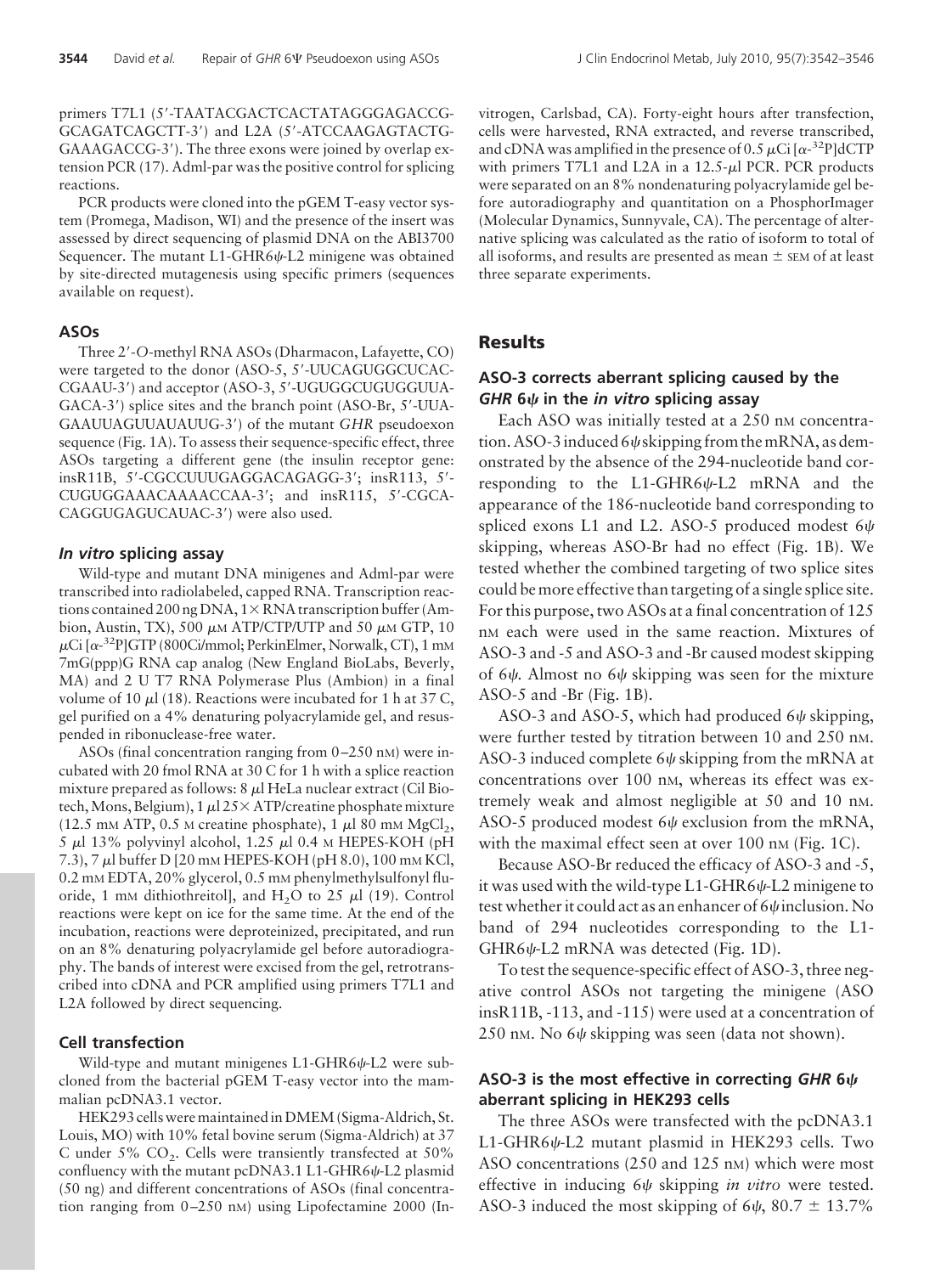primers T7L1 (5′-TAATACGACTCACTATAGGGAGACCG-GCAGATCAGCTT-3′) and L2A (5′-ATCCAAGAGTACTG-GAAAGACCG-3′). The three exons were joined by overlap extension PCR (17). Adml-par was the positive control for splicing reactions.

PCR products were cloned into the pGEM T-easy vector system (Promega, Madison, WI) and the presence of the insert was assessed by direct sequencing of plasmid DNA on the ABI3700 Sequencer. The mutant L1-GHR6ψ-L2 minigene was obtained by site-directed mutagenesis using specific primers (sequences available on request).

### ASOs

Three 2′-*O*-methyl RNA ASOs (Dharmacon, Lafayette, CO) were targeted to the donor (ASO-5, 5′-UUCAGUGGCUCAC-CGAAU-3′) and acceptor (ASO-3, 5′-UGUGGCUGUGGUUA-GACA-3′) splice sites and the branch point (ASO-Br, 5′-UUA-GAAUUAGUUAUAUUG-3′) of the mutant *GHR* pseudoexon sequence (Fig. 1A). To assess their sequence-specific effect, three ASOs targeting a different gene (the insulin receptor gene: insR11B, 5′-CGCCUUUGGAGGACAGAGG-3′; insR113, 5′-CUGUGGAAACAAAACCAA-3′; and insR115, 5′-CGCA-CAGGUGAGUCAUAC-3′) were also used.

#### *In vitro* splicing assay

Wild-type and mutant DNA minigenes and Adml-par were transcribed into radiolabeled, capped RNA. Transcription reactions contained 200 ng DNA, 1× RNA transcription buffer (Ambion, Austin, TX), 500 $\mu$M ATP/CTP/UTP and 50 $\mu$M GTP, 10 $\mu$Ci [$\alpha$-$^{32}$P]GTP (800Ci/mmol; PerkinElmer, Norwalk, CT), 1 mM 7mG(ppp)G RNA cap analog (New England BioLabs, Beverly, MA) and 2 U T7 RNA Polymerase Plus (Ambion) in a final volume of 10 $\mu$l (18). Reactions were incubated for 1 h at 37 C, gel purified on a 4% denaturing polyacrylamide gel, and resuspended in ribonuclease-free water.

ASOs (final concentration ranging from 0–250 nM) were incubated with 20 fmol RNA at 30 C for 1 h with a splice reaction mixture prepared as follows: 8 $\mu$l HeLa nuclear extract (Cil Biotech, Mons, Belgium), 1 $\mu$l 25× ATP/creatine phosphate mixture (12.5 mM ATP, 0.5 M creatine phosphate), 1 $\mu$l 80 mM $MgCl_2$, 5 $\mu$l 13% polyvinyl alcohol, 1.25 $\mu$l 0.4 M HEPES-KOH (pH 7.3), 7 $\mu$l buffer D [20 mM HEPES-KOH (pH 8.0), 100 mM KCl, 0.2 mM EDTA, 20% glycerol, 0.5 mM phenylmethylsulfonyl fluoride, 1 mM dithiothreitol], and $H_2O$ to 25 $\mu$l (19). Control reactions were kept on ice for the same time. At the end of the incubation, reactions were deproteinized, precipitated, and run on an 8% denaturing polyacrylamide gel before autoradiography. The bands of interest were excised from the gel, retrotranscribed into cDNA and PCR amplified using primers T7L1 and L2A followed by direct sequencing.

### Cell transfection

Wild-type and mutant minigenes L1-GHR6ψ-L2 were subcloned from the bacterial pGEM T-easy vector into the mammalian pcDNA3.1 vector.

HEK293 cells were maintained in DMEM (Sigma-Aldrich, St. Louis, MO) with 10% fetal bovine serum (Sigma-Aldrich) at 37 C under 5% $CO_2$. Cells were transiently transfected at 50% confluency with the mutant pcDNA3.1 L1-GHR6ψ-L2 plasmid (50 ng) and different concentrations of ASOs (final concentration ranging from 0–250 nM) using Lipofectamine 2000 (Invitrogen, Carlsbad, CA). Forty-eight hours after transfection, cells were harvested, RNA extracted, and reverse transcribed, and cDNA was amplified in the presence of 0.5 $\mu$Ci [$\alpha$-$^{32}$P]dCTP with primers T7L1 and L2A in a 12.5-$\mu$l PCR. PCR products were separated on an 8% nondenaturing polyacrylamide gel before autoradiography and quantitation on a PhosphorImager (Molecular Dynamics, Sunnyvale, CA). The percentage of alternative splicing was calculated as the ratio of isoform to total of all isoforms, and results are presented as mean ± SEM of at least three separate experiments.

## Results

### ASO-3 corrects aberrant splicing caused by the *GHR* 6ψ in the *in vitro* splicing assay

Each ASO was initially tested at a 250 nM concentration. ASO-3 induced 6ψ skipping from the mRNA, as demonstrated by the absence of the 294-nucleotide band corresponding to the L1-GHR6ψ-L2 mRNA and the appearance of the 186-nucleotide band corresponding to spliced exons L1 and L2. ASO-5 produced modest 6ψ skipping, whereas ASO-Br had no effect (Fig. 1B). We tested whether the combined targeting of two splice sites could be more effective than targeting of a single splice site. For this purpose, two ASOs at a final concentration of 125 nM each were used in the same reaction. Mixtures of ASO-3 and -5 and ASO-3 and -Br caused modest skipping of 6ψ. Almost no 6ψ skipping was seen for the mixture ASO-5 and -Br (Fig. 1B).

ASO-3 and ASO-5, which had produced 6ψ skipping, were further tested by titration between 10 and 250 nM. ASO-3 induced complete 6ψ skipping from the mRNA at concentrations over 100 nM, whereas its effect was extremely weak and almost negligible at 50 and 10 nM. ASO-5 produced modest 6ψ exclusion from the mRNA, with the maximal effect seen at over 100 nM (Fig. 1C).

Because ASO-Br reduced the efficacy of ASO-3 and -5, it was used with the wild-type L1-GHR6ψ-L2 minigene to test whether it could act as an enhancer of 6ψ inclusion. No band of 294 nucleotides corresponding to the L1-GHR6ψ-L2 mRNA was detected (Fig. 1D).

To test the sequence-specific effect of ASO-3, three negative control ASOs not targeting the minigene (ASO insR11B, -113, and -115) were used at a concentration of 250 nM. No 6ψ skipping was seen (data not shown).

### ASO-3 is the most effective in correcting *GHR* 6ψ aberrant splicing in HEK293 cells

The three ASOs were transfected with the pcDNA3.1 L1-GHR6ψ-L2 mutant plasmid in HEK293 cells. Two ASO concentrations (250 and 125 nM) which were most effective in inducing 6ψ skipping *in vitro* were tested. ASO-3 induced the most skipping of 6ψ, 80.7 ± 13.7%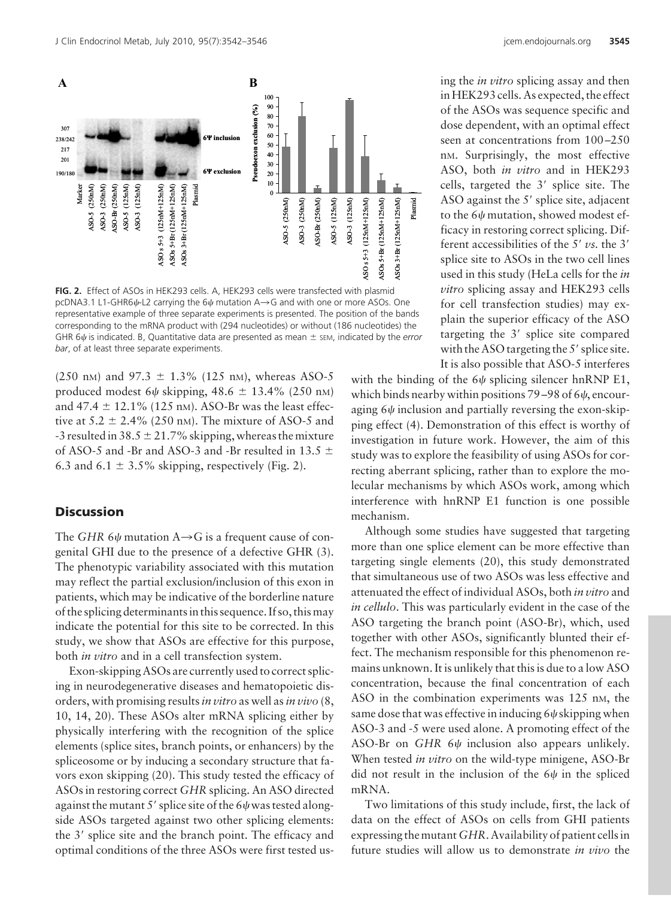**FIG. 2.** Effect of ASOs in HEK293 cells. A, HEK293 cells were transfected with plasmid pcDNA3.1 L1-GHR6ψ-L2 carrying the 6ψ mutation A→G and with one or more ASOs. One representative example of three separate experiments is presented. The position of the bands corresponding to the mRNA product with (294 nucleotides) or without (186 nucleotides) the GHR 6ψ is indicated. B, Quantitative data are presented as mean ± SEM, indicated by the *error bar*, of at least three separate experiments.

(250 nM) and 97.3 ± 1.3% (125 nM), whereas ASO-5 produced modest 6ψ skipping, 48.6 ± 13.4% (250 nM) and 47.4 ± 12.1% (125 nM). ASO-Br was the least effective at 5.2 ± 2.4% (250 nM). The mixture of ASO-5 and -3 resulted in 38.5 ± 21.7% skipping, whereas the mixture of ASO-5 and -Br and ASO-3 and -Br resulted in 13.5 ± 6.3 and 6.1 ± 3.5% skipping, respectively (Fig. 2).

## Discussion

The *GHR* 6ψ mutation A→G is a frequent cause of congenital GHI due to the presence of a defective GHR (3). The phenotypic variability associated with this mutation may reflect the partial exclusion/inclusion of this exon in patients, which may be indicative of the borderline nature of the splicing determinants in this sequence. If so, this may indicate the potential for this site to be corrected. In this study, we show that ASOs are effective for this purpose, both *in vitro* and in a cell transfection system.

Exon-skipping ASOs are currently used to correct splicing in neurodegenerative diseases and hematopoietic disorders, with promising results *in vitro* as well as *in vivo* (8, 10, 14, 20). These ASOs alter mRNA splicing either by physically interfering with the recognition of the splice elements (splice sites, branch points, or enhancers) by the spliceosome or by inducing a secondary structure that favors exon skipping (20). This study tested the efficacy of ASOs in restoring correct *GHR* splicing. An ASO directed against the mutant 5′ splice site of the 6ψ was tested alongside ASOs targeted against two other splicing elements: the 3′ splice site and the branch point. The efficacy and optimal conditions of the three ASOs were first tested using the *in vitro* splicing assay and then in HEK293 cells. As expected, the effect of the ASOs was sequence specific and dose dependent, with an optimal effect seen at concentrations from 100–250 nM. Surprisingly, the most effective ASO, both *in vitro* and in HEK293 cells, targeted the 3′ splice site. The ASO against the 5′ splice site, adjacent to the 6ψ mutation, showed modest efficacy in restoring correct splicing. Different accessibilities of the 5′ *vs.* the 3′ splice site to ASOs in the two cell lines used in this study (HeLa cells for the *in vitro* splicing assay and HEK293 cells for cell transfection studies) may explain the superior efficacy of the ASO targeting the 3′ splice site compared with the ASO targeting the 5′ splice site. It is also possible that ASO-5 interferes with the binding of the 6ψ splicing silencer hnRNP E1, which binds nearby within positions 79–98 of 6ψ, encouraging 6ψ inclusion and partially reversing the exon-skipping effect (4). Demonstration of this effect is worthy of investigation in future work. However, the aim of this study was to explore the feasibility of using ASOs for correcting aberrant splicing, rather than to explore the molecular mechanisms by which ASOs work, among which interference with hnRNP E1 function is one possible mechanism.

Although some studies have suggested that targeting more than one splice element can be more effective than targeting single elements (20), this study demonstrated that simultaneous use of two ASOs was less effective and attenuated the effect of individual ASOs, both *in vitro* and *in cellulo*. This was particularly evident in the case of the ASO targeting the branch point (ASO-Br), which, used together with other ASOs, significantly blunted their effect. The mechanism responsible for this phenomenon remains unknown. It is unlikely that this is due to a low ASO concentration, because the final concentration of each ASO in the combination experiments was 125 nM, the same dose that was effective in inducing 6ψ skipping when ASO-3 and -5 were used alone. A promoting effect of the ASO-Br on *GHR* 6ψ inclusion also appears unlikely. When tested *in vitro* on the wild-type minigene, ASO-Br did not result in the inclusion of the 6ψ in the spliced mRNA.

Two limitations of this study include, first, the lack of data on the effect of ASOs on cells from GHI patients expressing the mutant *GHR*. Availability of patient cells in future studies will allow us to demonstrate *in vivo* the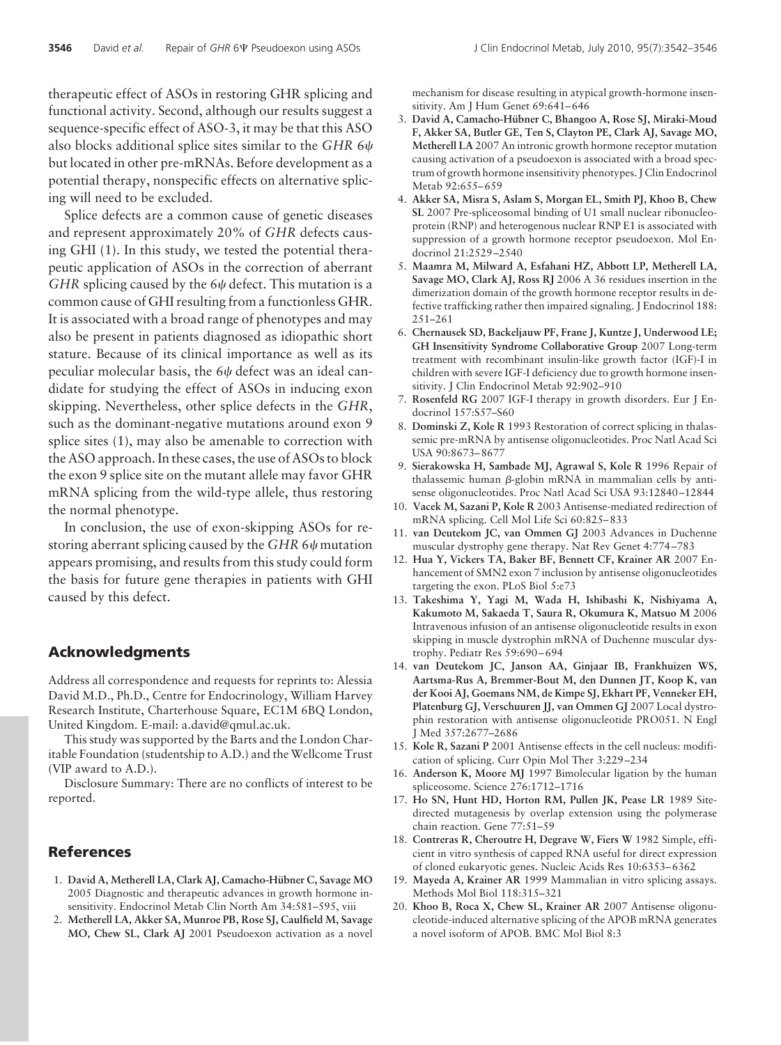therapeutic effect of ASOs in restoring GHR splicing and functional activity. Second, although our results suggest a sequence-specific effect of ASO-3, it may be that this ASO also blocks additional splice sites similar to the *GHR* 6ψ but located in other pre-mRNAs. Before development as a potential therapy, nonspecific effects on alternative splicing will need to be excluded.

Splice defects are a common cause of genetic diseases and represent approximately 20% of *GHR* defects causing GHI (1). In this study, we tested the potential therapeutic application of ASOs in the correction of aberrant *GHR* splicing caused by the 6ψ defect. This mutation is a common cause of GHI resulting from a functionless GHR. It is associated with a broad range of phenotypes and may also be present in patients diagnosed as idiopathic short stature. Because of its clinical importance as well as its peculiar molecular basis, the 6ψ defect was an ideal candidate for studying the effect of ASOs in inducing exon skipping. Nevertheless, other splice defects in the *GHR*, such as the dominant-negative mutations around exon 9 splice sites (1), may also be amenable to correction with the ASO approach. In these cases, the use of ASOs to block the exon 9 splice site on the mutant allele may favor GHR mRNA splicing from the wild-type allele, thus restoring the normal phenotype.

In conclusion, the use of exon-skipping ASOs for restoring aberrant splicing caused by the *GHR* 6ψ mutation appears promising, and results from this study could form the basis for future gene therapies in patients with GHI caused by this defect.

## Acknowledgments

Address all correspondence and requests for reprints to: Alessia David M.D., Ph.D., Centre for Endocrinology, William Harvey Research Institute, Charterhouse Square, EC1M 6BQ London, United Kingdom. E-mail: a.david@qmul.ac.uk.

This study was supported by the Barts and the London Charitable Foundation (studentship to A.D.) and the Wellcome Trust (VIP award to A.D.).

Disclosure Summary: There are no conflicts of interest to be reported.

## References

1. **David A, Metherell LA, Clark AJ, Camacho-Hübner C, Savage MO** 2005 Diagnostic and therapeutic advances in growth hormone insensitivity. Endocrinol Metab Clin North Am 34:581–595, viii
2. **Metherell LA, Akker SA, Munroe PB, Rose SJ, Caulfield M, Savage MO, Chew SL, Clark AJ** 2001 Pseudoexon activation as a novel mechanism for disease resulting in atypical growth-hormone insensitivity. Am J Hum Genet 69:641–646
3. **David A, Camacho-Hübner C, Bhangoo A, Rose SJ, Miraki-Moud F, Akker SA, Butler GE, Ten S, Clayton PE, Clark AJ, Savage MO, Metherell LA** 2007 An intronic growth hormone receptor mutation causing activation of a pseudoexon is associated with a broad spectrum of growth hormone insensitivity phenotypes. J Clin Endocrinol Metab 92:655–659
4. **Akker SA, Misra S, Aslam S, Morgan EL, Smith PJ, Khoo B, Chew SL** 2007 Pre-spliceosomal binding of U1 small nuclear ribonucleoprotein (RNP) and heterogenous nuclear RNP E1 is associated with suppression of a growth hormone receptor pseudoexon. Mol Endocrinol 21:2529–2540
5. **Maamra M, Milward A, Esfahani HZ, Abbott LP, Metherell LA, Savage MO, Clark AJ, Ross RJ** 2006 A 36 residues insertion in the dimerization domain of the growth hormone receptor results in defective trafficking rather then impaired signaling. J Endocrinol 188:251–261
6. **Chernausek SD, Backeljauw PF, Frane J, Kuntze J, Underwood LE; GH Insensitivity Syndrome Collaborative Group** 2007 Long-term treatment with recombinant insulin-like growth factor (IGF)-I in children with severe IGF-I deficiency due to growth hormone insensitivity. J Clin Endocrinol Metab 92:902–910
7. **Rosenfeld RG** 2007 IGF-I therapy in growth disorders. Eur J Endocrinol 157:S57–S60
8. **Dominski Z, Kole R** 1993 Restoration of correct splicing in thalassemic pre-mRNA by antisense oligonucleotides. Proc Natl Acad Sci USA 90:8673–8677
9. **Sierakowska H, Sambade MJ, Agrawal S, Kole R** 1996 Repair of thalassemic human β-globin mRNA in mammalian cells by antisense oligonucleotides. Proc Natl Acad Sci USA 93:12840–12844
10. **Vacek M, Sazani P, Kole R** 2003 Antisense-mediated redirection of mRNA splicing. Cell Mol Life Sci 60:825–833
11. **van Deutekom JC, van Ommen GJ** 2003 Advances in Duchenne muscular dystrophy gene therapy. Nat Rev Genet 4:774–783
12. **Hua Y, Vickers TA, Baker BF, Bennett CF, Krainer AR** 2007 Enhancement of SMN2 exon 7 inclusion by antisense oligonucleotides targeting the exon. PLoS Biol 5:e73
13. **Takeshima Y, Yagi M, Wada H, Ishibashi K, Nishiyama A, Kakumoto M, Sakaeda T, Saura R, Okumura K, Matsuo M** 2006 Intravenous infusion of an antisense oligonucleotide results in exon skipping in muscle dystrophin mRNA of Duchenne muscular dystrophy. Pediatr Res 59:690–694
14. **van Deutekom JC, Janson AA, Ginjaar IB, Frankhuizen WS, Aartsma-Rus A, Bremmer-Bout M, den Dunnen JT, Koop K, van der Kooi AJ, Goemans NM, de Kimpe SJ, Ekhart PF, Venneker EH, Platenburg GJ, Verschuuren JJ, van Ommen GJ** 2007 Local dystrophin restoration with antisense oligonucleotide PRO051. N Engl J Med 357:2677–2686
15. **Kole R, Sazani P** 2001 Antisense effects in the cell nucleus: modification of splicing. Curr Opin Mol Ther 3:229–234
16. **Anderson K, Moore MJ** 1997 Bimolecular ligation by the human spliceosome. Science 276:1712–1716
17. **Ho SN, Hunt HD, Horton RM, Pullen JK, Pease LR** 1989 Site-directed mutagenesis by overlap extension using the polymerase chain reaction. Gene 77:51–59
18. **Contreras R, Cheroutre H, Degrave W, Fiers W** 1982 Simple, efficient in vitro synthesis of capped RNA useful for direct expression of cloned eukaryotic genes. Nucleic Acids Res 10:6353–6362
19. **Mayeda A, Krainer AR** 1999 Mammalian in vitro splicing assays. Methods Mol Biol 118:315–321
20. **Khoo B, Roca X, Chew SL, Krainer AR** 2007 Antisense oligonucleotide-induced alternative splicing of the APOB mRNA generates a novel isoform of APOB. BMC Mol Biol 8:3